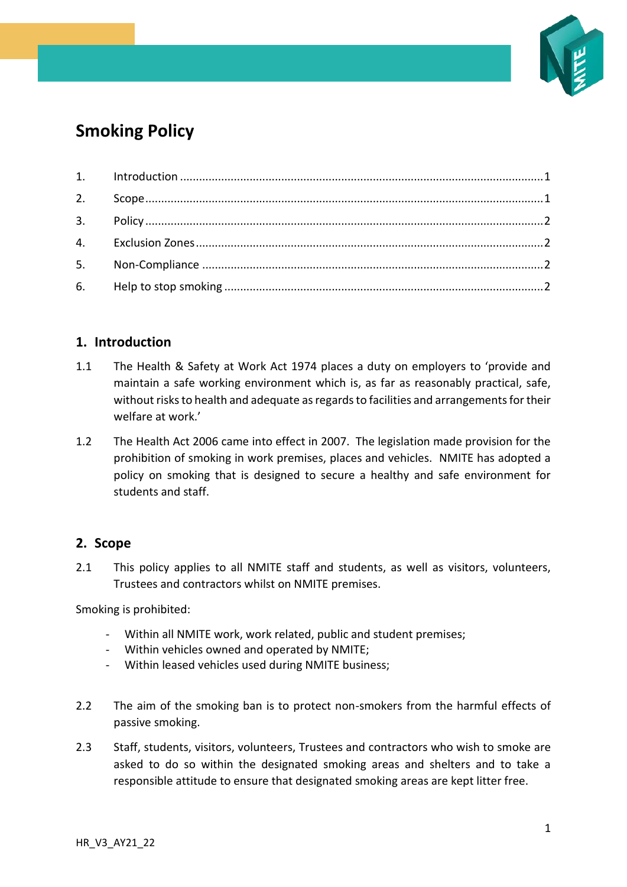# Smoking Policy

1. Introduction ....1
2. Scope ....1
3. Policy ....2
4. Exclusion Zones ....2
5. Non-Compliance ....2
6. Help to stop smoking ....2

## 1. Introduction

1.1 The Health & Safety at Work Act 1974 places a duty on employers to 'provide and maintain a safe working environment which is, as far as reasonably practical, safe, without risks to health and adequate as regards to facilities and arrangements for their welfare at work.'

1.2 The Health Act 2006 came into effect in 2007. The legislation made provision for the prohibition of smoking in work premises, places and vehicles. NMITE has adopted a policy on smoking that is designed to secure a healthy and safe environment for students and staff.

## 2. Scope

2.1 This policy applies to all NMITE staff and students, as well as visitors, volunteers, Trustees and contractors whilst on NMITE premises.

Smoking is prohibited:

- Within all NMITE work, work related, public and student premises;
- Within vehicles owned and operated by NMITE;
- Within leased vehicles used during NMITE business;

2.2 The aim of the smoking ban is to protect non-smokers from the harmful effects of passive smoking.

2.3 Staff, students, visitors, volunteers, Trustees and contractors who wish to smoke are asked to do so within the designated smoking areas and shelters and to take a responsible attitude to ensure that designated smoking areas are kept litter free.

HR_V3_AY21_22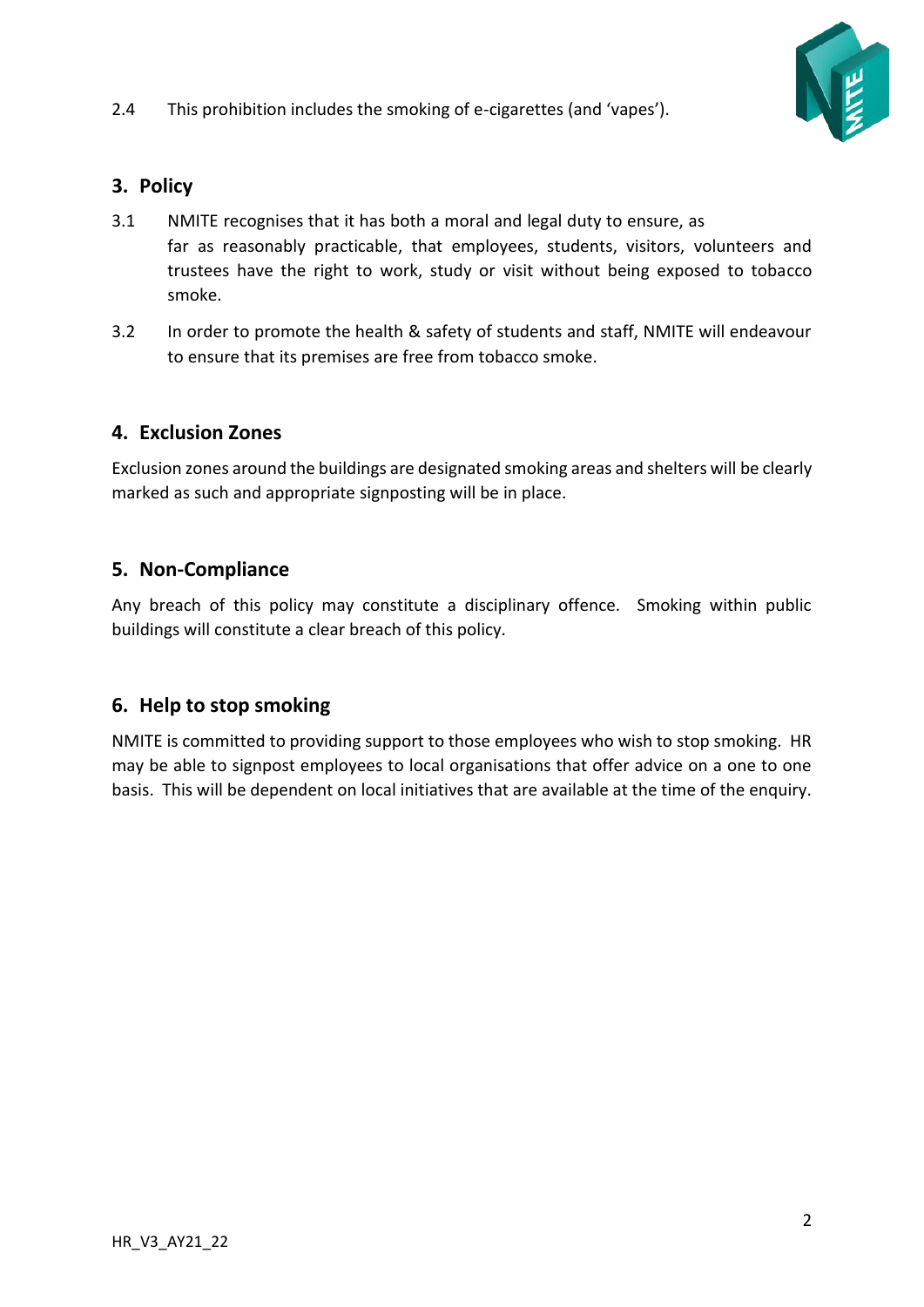2.4 This prohibition includes the smoking of e-cigarettes (and 'vapes').

## 3. Policy

3.1 NMITE recognises that it has both a moral and legal duty to ensure, as far as reasonably practicable, that employees, students, visitors, volunteers and trustees have the right to work, study or visit without being exposed to tobacco smoke.

3.2 In order to promote the health & safety of students and staff, NMITE will endeavour to ensure that its premises are free from tobacco smoke.

## 4. Exclusion Zones

Exclusion zones around the buildings are designated smoking areas and shelters will be clearly marked as such and appropriate signposting will be in place.

## 5. Non-Compliance

Any breach of this policy may constitute a disciplinary offence. Smoking within public buildings will constitute a clear breach of this policy.

## 6. Help to stop smoking

NMITE is committed to providing support to those employees who wish to stop smoking. HR may be able to signpost employees to local organisations that offer advice on a one to one basis. This will be dependent on local initiatives that are available at the time of the enquiry.